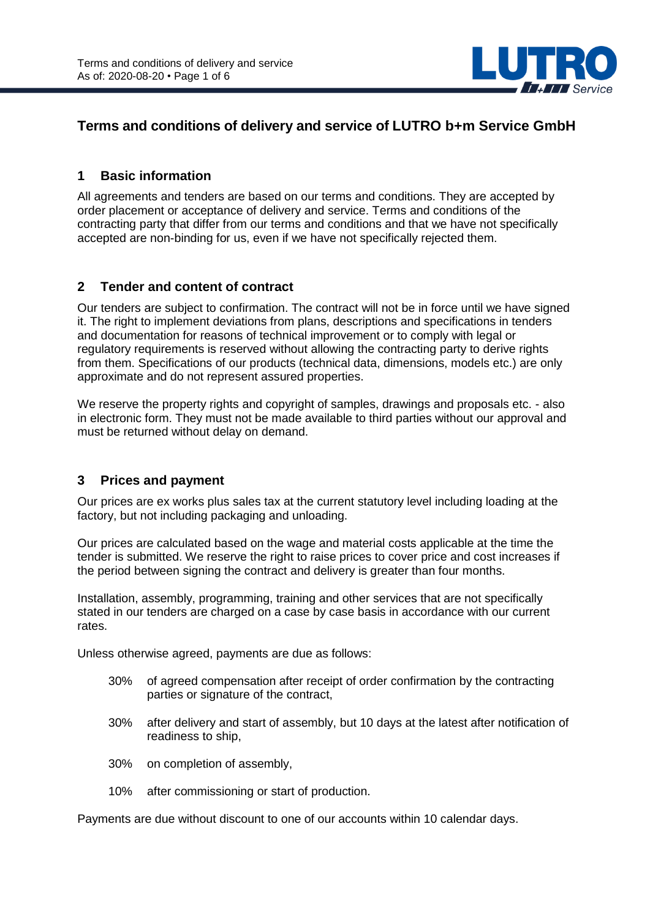# Terms and conditions of delivery and service of LUTRO b+m Service GmbH

## 1 Basic information

All agreements and tenders are based on our terms and conditions. They are accepted by order placement or acceptance of delivery and service. Terms and conditions of the contracting party that differ from our terms and conditions and that we have not specifically accepted are non-binding for us, even if we have not specifically rejected them.

## 2 Tender and content of contract

Our tenders are subject to confirmation. The contract will not be in force until we have signed it. The right to implement deviations from plans, descriptions and specifications in tenders and documentation for reasons of technical improvement or to comply with legal or regulatory requirements is reserved without allowing the contracting party to derive rights from them. Specifications of our products (technical data, dimensions, models etc.) are only approximate and do not represent assured properties.

We reserve the property rights and copyright of samples, drawings and proposals etc. - also in electronic form. They must not be made available to third parties without our approval and must be returned without delay on demand.

## 3 Prices and payment

Our prices are ex works plus sales tax at the current statutory level including loading at the factory, but not including packaging and unloading.

Our prices are calculated based on the wage and material costs applicable at the time the tender is submitted. We reserve the right to raise prices to cover price and cost increases if the period between signing the contract and delivery is greater than four months.

Installation, assembly, programming, training and other services that are not specifically stated in our tenders are charged on a case by case basis in accordance with our current rates.

Unless otherwise agreed, payments are due as follows:

- 30% of agreed compensation after receipt of order confirmation by the contracting parties or signature of the contract,
- 30% after delivery and start of assembly, but 10 days at the latest after notification of readiness to ship,
- 30% on completion of assembly,
- 10% after commissioning or start of production.

Payments are due without discount to one of our accounts within 10 calendar days.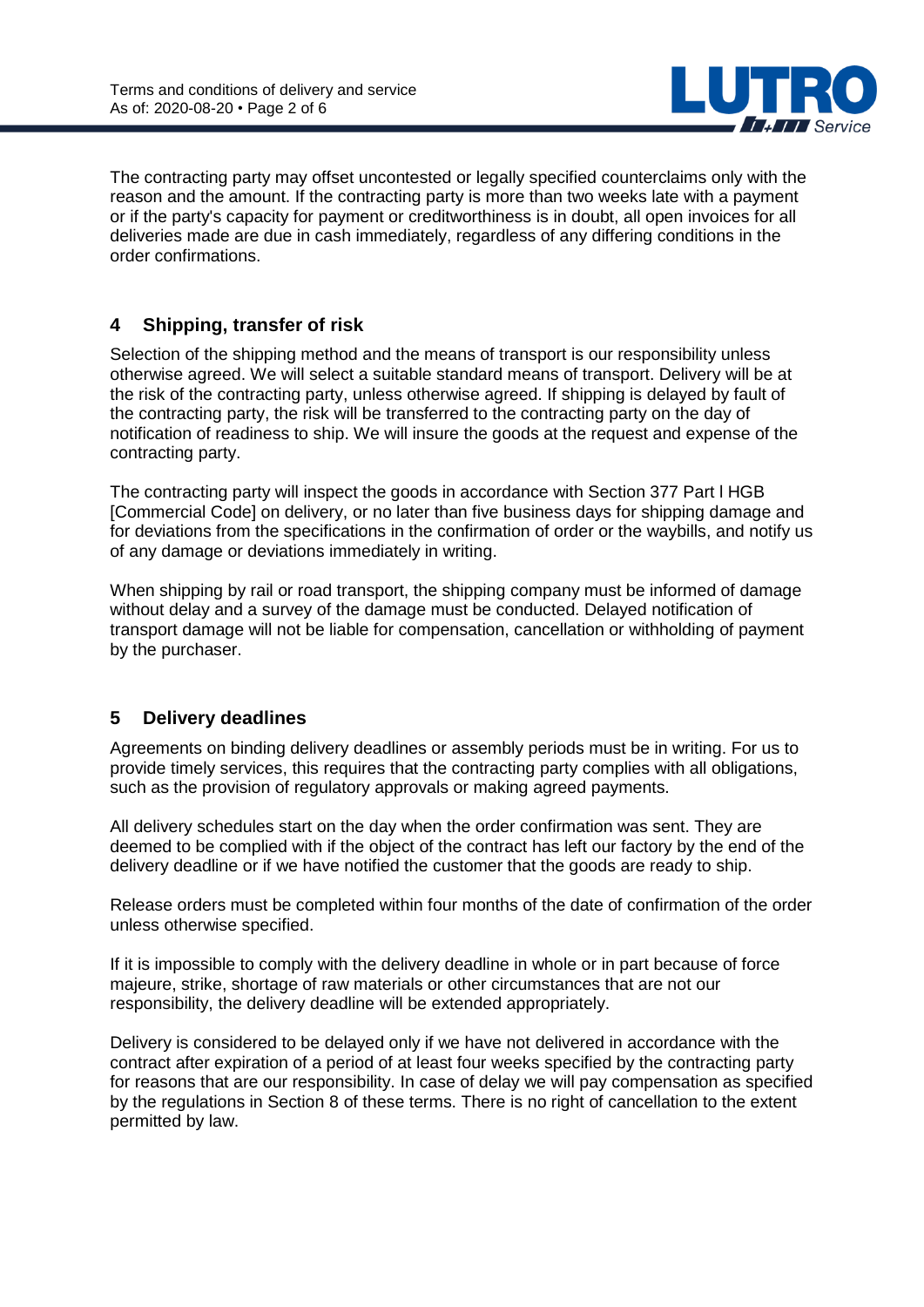The contracting party may offset uncontested or legally specified counterclaims only with the reason and the amount. If the contracting party is more than two weeks late with a payment or if the party's capacity for payment or creditworthiness is in doubt, all open invoices for all deliveries made are due in cash immediately, regardless of any differing conditions in the order confirmations.

## 4 Shipping, transfer of risk

Selection of the shipping method and the means of transport is our responsibility unless otherwise agreed. We will select a suitable standard means of transport. Delivery will be at the risk of the contracting party, unless otherwise agreed. If shipping is delayed by fault of the contracting party, the risk will be transferred to the contracting party on the day of notification of readiness to ship. We will insure the goods at the request and expense of the contracting party.

The contracting party will inspect the goods in accordance with Section 377 Part I HGB [Commercial Code] on delivery, or no later than five business days for shipping damage and for deviations from the specifications in the confirmation of order or the waybills, and notify us of any damage or deviations immediately in writing.

When shipping by rail or road transport, the shipping company must be informed of damage without delay and a survey of the damage must be conducted. Delayed notification of transport damage will not be liable for compensation, cancellation or withholding of payment by the purchaser.

## 5 Delivery deadlines

Agreements on binding delivery deadlines or assembly periods must be in writing. For us to provide timely services, this requires that the contracting party complies with all obligations, such as the provision of regulatory approvals or making agreed payments.

All delivery schedules start on the day when the order confirmation was sent. They are deemed to be complied with if the object of the contract has left our factory by the end of the delivery deadline or if we have notified the customer that the goods are ready to ship.

Release orders must be completed within four months of the date of confirmation of the order unless otherwise specified.

If it is impossible to comply with the delivery deadline in whole or in part because of force majeure, strike, shortage of raw materials or other circumstances that are not our responsibility, the delivery deadline will be extended appropriately.

Delivery is considered to be delayed only if we have not delivered in accordance with the contract after expiration of a period of at least four weeks specified by the contracting party for reasons that are our responsibility. In case of delay we will pay compensation as specified by the regulations in Section 8 of these terms. There is no right of cancellation to the extent permitted by law.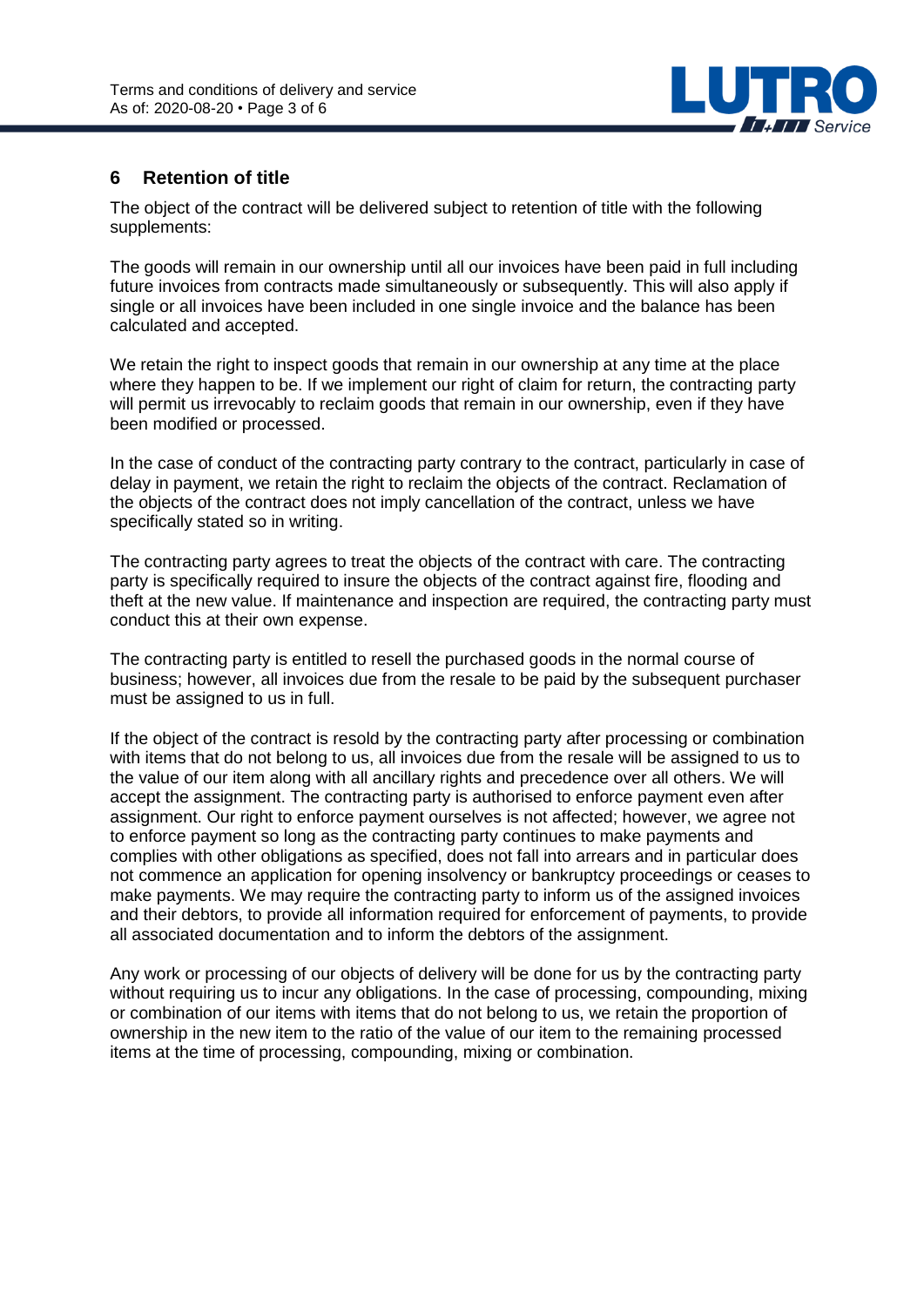## 6 Retention of title

The object of the contract will be delivered subject to retention of title with the following supplements:

The goods will remain in our ownership until all our invoices have been paid in full including future invoices from contracts made simultaneously or subsequently. This will also apply if single or all invoices have been included in one single invoice and the balance has been calculated and accepted.

We retain the right to inspect goods that remain in our ownership at any time at the place where they happen to be. If we implement our right of claim for return, the contracting party will permit us irrevocably to reclaim goods that remain in our ownership, even if they have been modified or processed.

In the case of conduct of the contracting party contrary to the contract, particularly in case of delay in payment, we retain the right to reclaim the objects of the contract. Reclamation of the objects of the contract does not imply cancellation of the contract, unless we have specifically stated so in writing.

The contracting party agrees to treat the objects of the contract with care. The contracting party is specifically required to insure the objects of the contract against fire, flooding and theft at the new value. If maintenance and inspection are required, the contracting party must conduct this at their own expense.

The contracting party is entitled to resell the purchased goods in the normal course of business; however, all invoices due from the resale to be paid by the subsequent purchaser must be assigned to us in full.

If the object of the contract is resold by the contracting party after processing or combination with items that do not belong to us, all invoices due from the resale will be assigned to us to the value of our item along with all ancillary rights and precedence over all others. We will accept the assignment. The contracting party is authorised to enforce payment even after assignment. Our right to enforce payment ourselves is not affected; however, we agree not to enforce payment so long as the contracting party continues to make payments and complies with other obligations as specified, does not fall into arrears and in particular does not commence an application for opening insolvency or bankruptcy proceedings or ceases to make payments. We may require the contracting party to inform us of the assigned invoices and their debtors, to provide all information required for enforcement of payments, to provide all associated documentation and to inform the debtors of the assignment.

Any work or processing of our objects of delivery will be done for us by the contracting party without requiring us to incur any obligations. In the case of processing, compounding, mixing or combination of our items with items that do not belong to us, we retain the proportion of ownership in the new item to the ratio of the value of our item to the remaining processed items at the time of processing, compounding, mixing or combination.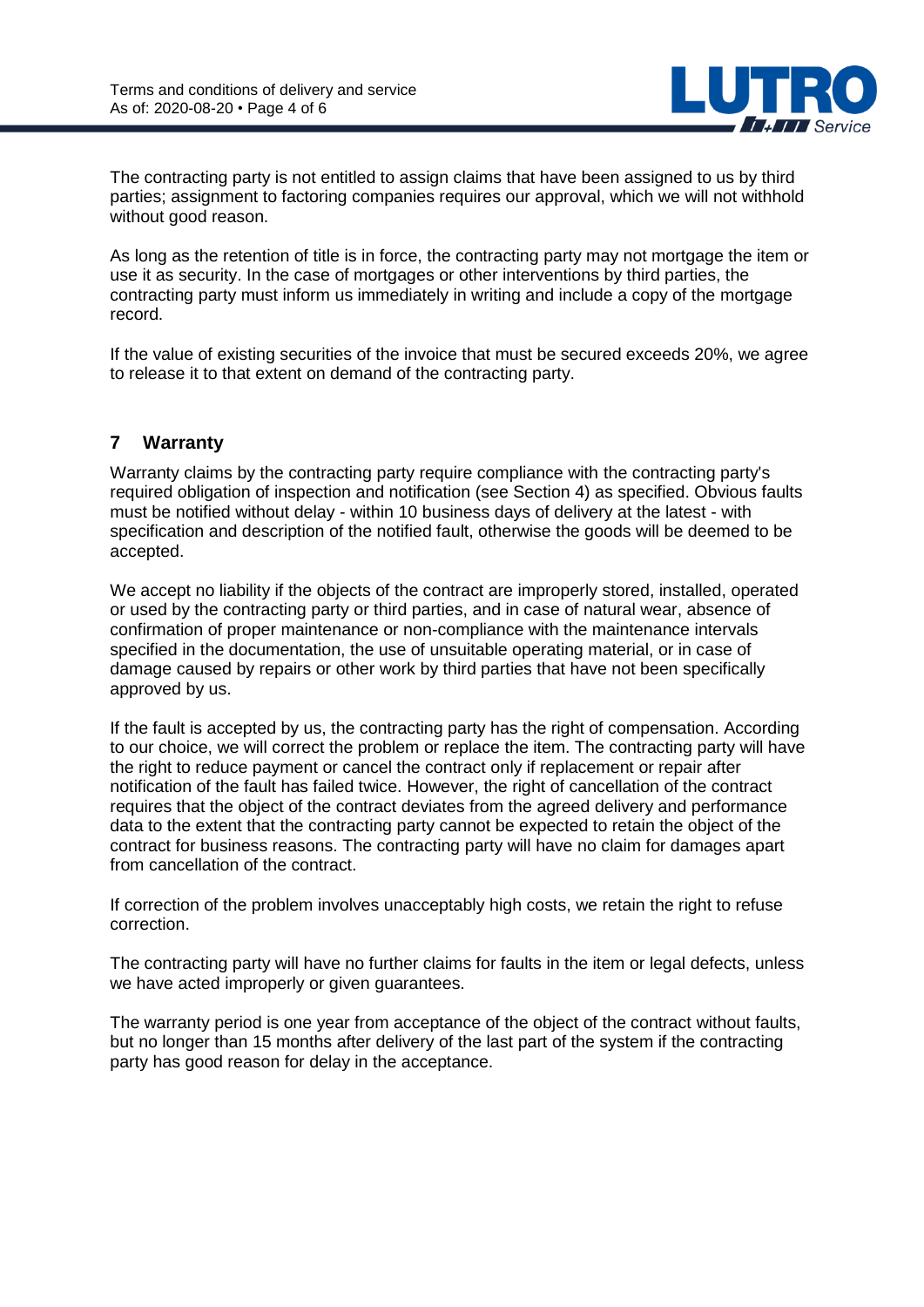The contracting party is not entitled to assign claims that have been assigned to us by third parties; assignment to factoring companies requires our approval, which we will not withhold without good reason.

As long as the retention of title is in force, the contracting party may not mortgage the item or use it as security. In the case of mortgages or other interventions by third parties, the contracting party must inform us immediately in writing and include a copy of the mortgage record.

If the value of existing securities of the invoice that must be secured exceeds 20%, we agree to release it to that extent on demand of the contracting party.

## 7 Warranty

Warranty claims by the contracting party require compliance with the contracting party's required obligation of inspection and notification (see Section 4) as specified. Obvious faults must be notified without delay - within 10 business days of delivery at the latest - with specification and description of the notified fault, otherwise the goods will be deemed to be accepted.

We accept no liability if the objects of the contract are improperly stored, installed, operated or used by the contracting party or third parties, and in case of natural wear, absence of confirmation of proper maintenance or non-compliance with the maintenance intervals specified in the documentation, the use of unsuitable operating material, or in case of damage caused by repairs or other work by third parties that have not been specifically approved by us.

If the fault is accepted by us, the contracting party has the right of compensation. According to our choice, we will correct the problem or replace the item. The contracting party will have the right to reduce payment or cancel the contract only if replacement or repair after notification of the fault has failed twice. However, the right of cancellation of the contract requires that the object of the contract deviates from the agreed delivery and performance data to the extent that the contracting party cannot be expected to retain the object of the contract for business reasons. The contracting party will have no claim for damages apart from cancellation of the contract.

If correction of the problem involves unacceptably high costs, we retain the right to refuse correction.

The contracting party will have no further claims for faults in the item or legal defects, unless we have acted improperly or given guarantees.

The warranty period is one year from acceptance of the object of the contract without faults, but no longer than 15 months after delivery of the last part of the system if the contracting party has good reason for delay in the acceptance.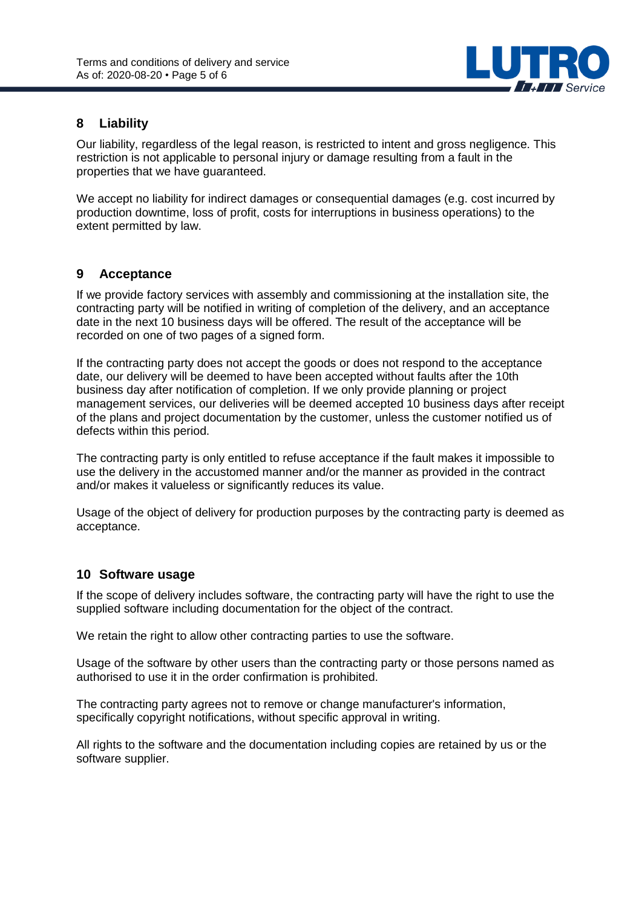## 8 Liability

Our liability, regardless of the legal reason, is restricted to intent and gross negligence. This restriction is not applicable to personal injury or damage resulting from a fault in the properties that we have guaranteed.

We accept no liability for indirect damages or consequential damages (e.g. cost incurred by production downtime, loss of profit, costs for interruptions in business operations) to the extent permitted by law.

## 9 Acceptance

If we provide factory services with assembly and commissioning at the installation site, the contracting party will be notified in writing of completion of the delivery, and an acceptance date in the next 10 business days will be offered. The result of the acceptance will be recorded on one of two pages of a signed form.

If the contracting party does not accept the goods or does not respond to the acceptance date, our delivery will be deemed to have been accepted without faults after the 10th business day after notification of completion. If we only provide planning or project management services, our deliveries will be deemed accepted 10 business days after receipt of the plans and project documentation by the customer, unless the customer notified us of defects within this period.

The contracting party is only entitled to refuse acceptance if the fault makes it impossible to use the delivery in the accustomed manner and/or the manner as provided in the contract and/or makes it valueless or significantly reduces its value.

Usage of the object of delivery for production purposes by the contracting party is deemed as acceptance.

## 10 Software usage

If the scope of delivery includes software, the contracting party will have the right to use the supplied software including documentation for the object of the contract.

We retain the right to allow other contracting parties to use the software.

Usage of the software by other users than the contracting party or those persons named as authorised to use it in the order confirmation is prohibited.

The contracting party agrees not to remove or change manufacturer's information, specifically copyright notifications, without specific approval in writing.

All rights to the software and the documentation including copies are retained by us or the software supplier.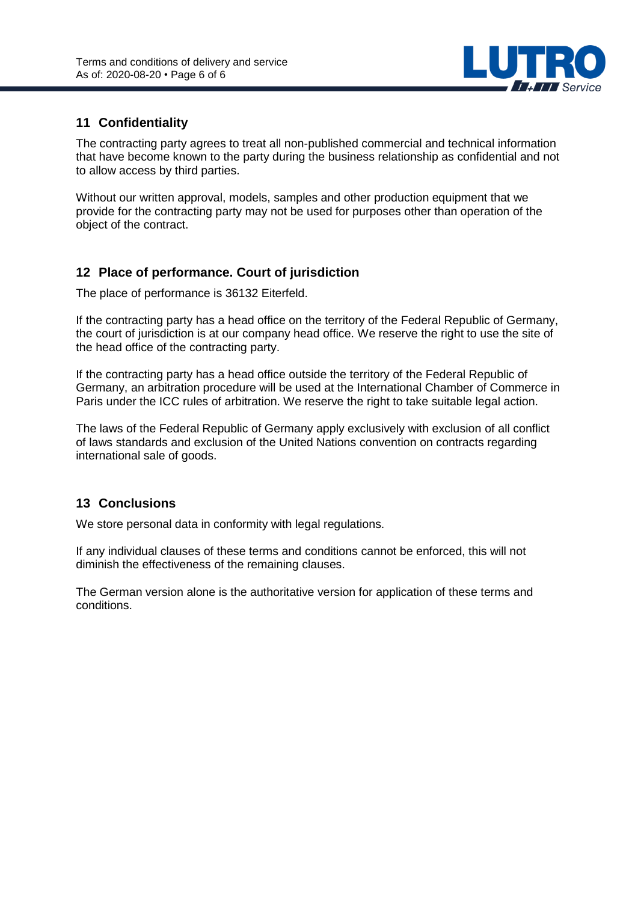## 11 Confidentiality

The contracting party agrees to treat all non-published commercial and technical information that have become known to the party during the business relationship as confidential and not to allow access by third parties.

Without our written approval, models, samples and other production equipment that we provide for the contracting party may not be used for purposes other than operation of the object of the contract.

## 12 Place of performance. Court of jurisdiction

The place of performance is 36132 Eiterfeld.

If the contracting party has a head office on the territory of the Federal Republic of Germany, the court of jurisdiction is at our company head office. We reserve the right to use the site of the head office of the contracting party.

If the contracting party has a head office outside the territory of the Federal Republic of Germany, an arbitration procedure will be used at the International Chamber of Commerce in Paris under the ICC rules of arbitration. We reserve the right to take suitable legal action.

The laws of the Federal Republic of Germany apply exclusively with exclusion of all conflict of laws standards and exclusion of the United Nations convention on contracts regarding international sale of goods.

## 13 Conclusions

We store personal data in conformity with legal regulations.

If any individual clauses of these terms and conditions cannot be enforced, this will not diminish the effectiveness of the remaining clauses.

The German version alone is the authoritative version for application of these terms and conditions.